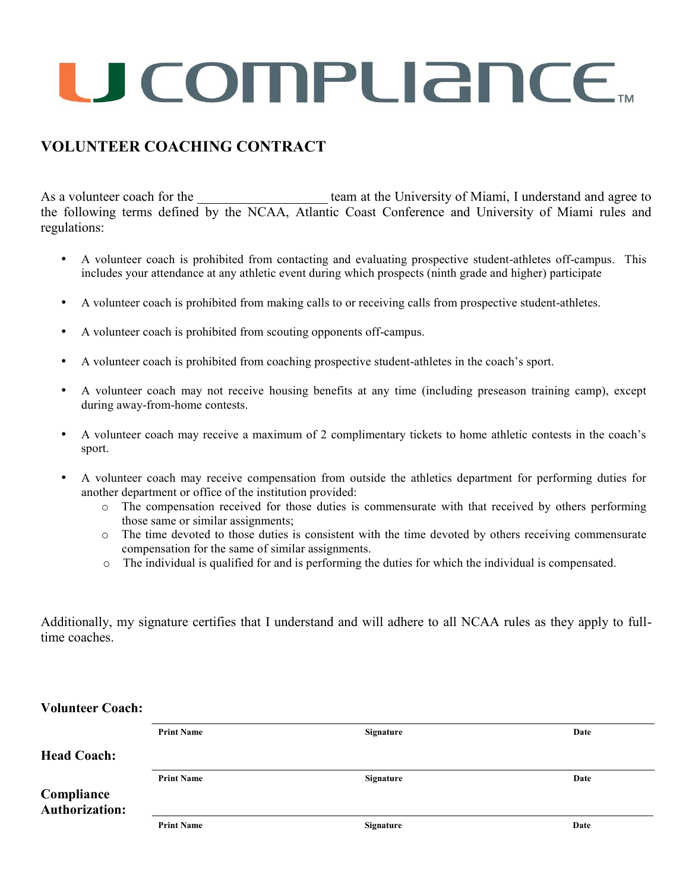# U COMPLIANCE™

## VOLUNTEER COACHING CONTRACT

As a volunteer coach for the ___________________ team at the University of Miami, I understand and agree to the following terms defined by the NCAA, Atlantic Coast Conference and University of Miami rules and regulations:

- A volunteer coach is prohibited from contacting and evaluating prospective student-athletes off-campus. This includes your attendance at any athletic event during which prospects (ninth grade and higher) participate
- A volunteer coach is prohibited from making calls to or receiving calls from prospective student-athletes.
- A volunteer coach is prohibited from scouting opponents off-campus.
- A volunteer coach is prohibited from coaching prospective student-athletes in the coach's sport.
- A volunteer coach may not receive housing benefits at any time (including preseason training camp), except during away-from-home contests.
- A volunteer coach may receive a maximum of 2 complimentary tickets to home athletic contests in the coach's sport.
- A volunteer coach may receive compensation from outside the athletics department for performing duties for another department or office of the institution provided:
  - The compensation received for those duties is commensurate with that received by others performing those same or similar assignments;
  - The time devoted to those duties is consistent with the time devoted by others receiving commensurate compensation for the same of similar assignments.
  - The individual is qualified for and is performing the duties for which the individual is compensated.

Additionally, my signature certifies that I understand and will adhere to all NCAA rules as they apply to full-time coaches.

**Volunteer Coach:**

| **Print Name** | **Signature** | **Date** |
|---|---|---|

**Head Coach:**

| **Print Name** | **Signature** | **Date** |
|---|---|---|

**Compliance Authorization:**

| **Print Name** | **Signature** | **Date** |
|---|---|---|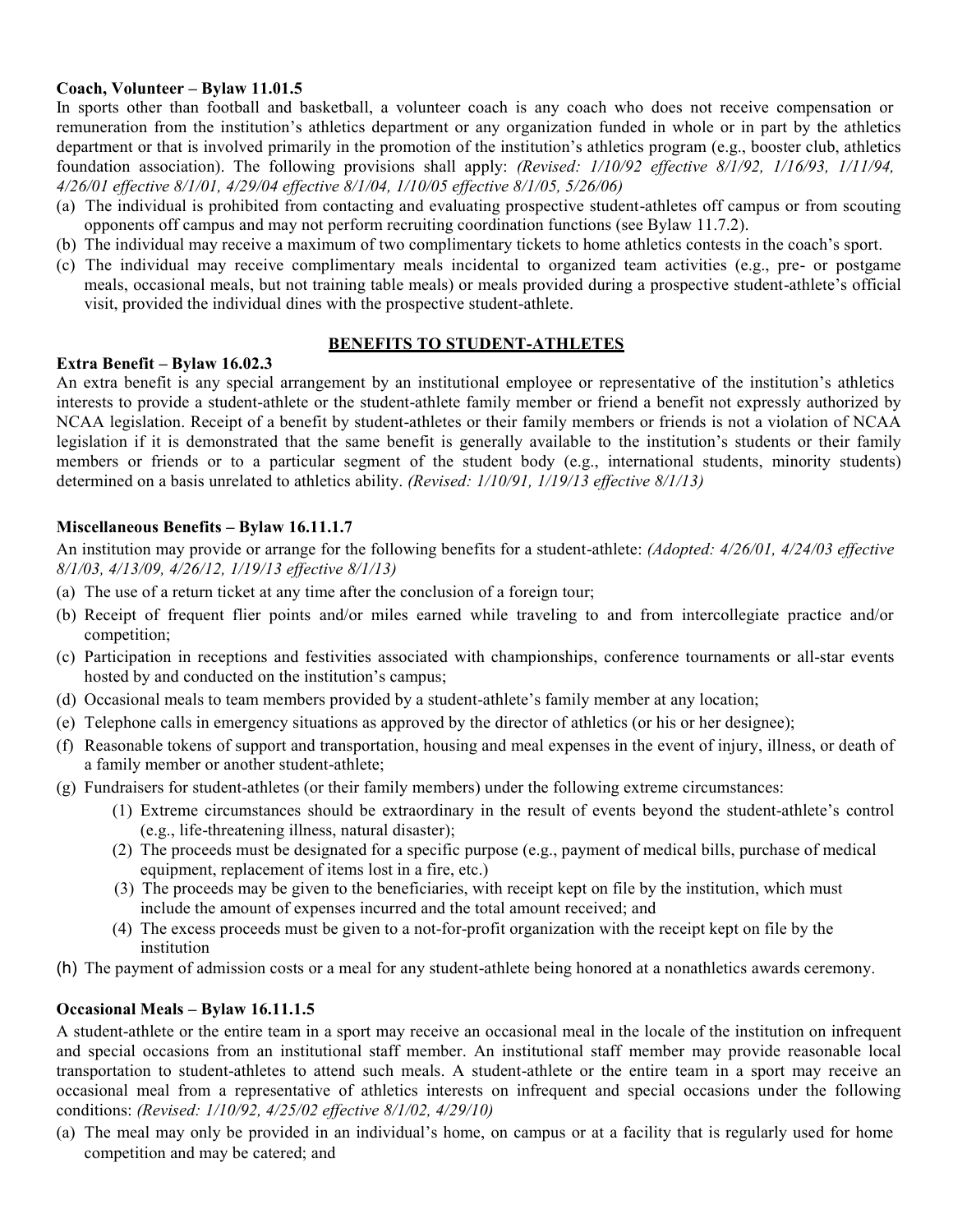**Coach, Volunteer – Bylaw 11.01.5**

In sports other than football and basketball, a volunteer coach is any coach who does not receive compensation or remuneration from the institution's athletics department or any organization funded in whole or in part by the athletics department or that is involved primarily in the promotion of the institution's athletics program (e.g., booster club, athletics foundation association). The following provisions shall apply: *(Revised: 1/10/92 effective 8/1/92, 1/16/93, 1/11/94, 4/26/01 effective 8/1/01, 4/29/04 effective 8/1/04, 1/10/05 effective 8/1/05, 5/26/06)*

(a) The individual is prohibited from contacting and evaluating prospective student-athletes off campus or from scouting opponents off campus and may not perform recruiting coordination functions (see Bylaw 11.7.2).
(b) The individual may receive a maximum of two complimentary tickets to home athletics contests in the coach's sport.
(c) The individual may receive complimentary meals incidental to organized team activities (e.g., pre- or postgame meals, occasional meals, but not training table meals) or meals provided during a prospective student-athlete's official visit, provided the individual dines with the prospective student-athlete.

## BENEFITS TO STUDENT-ATHLETES

**Extra Benefit – Bylaw 16.02.3**

An extra benefit is any special arrangement by an institutional employee or representative of the institution's athletics interests to provide a student-athlete or the student-athlete family member or friend a benefit not expressly authorized by NCAA legislation. Receipt of a benefit by student-athletes or their family members or friends is not a violation of NCAA legislation if it is demonstrated that the same benefit is generally available to the institution's students or their family members or friends or to a particular segment of the student body (e.g., international students, minority students) determined on a basis unrelated to athletics ability. *(Revised: 1/10/91, 1/19/13 effective 8/1/13)*

**Miscellaneous Benefits – Bylaw 16.11.1.7**

An institution may provide or arrange for the following benefits for a student-athlete: *(Adopted: 4/26/01, 4/24/03 effective 8/1/03, 4/13/09, 4/26/12, 1/19/13 effective 8/1/13)*

(a) The use of a return ticket at any time after the conclusion of a foreign tour;
(b) Receipt of frequent flier points and/or miles earned while traveling to and from intercollegiate practice and/or competition;
(c) Participation in receptions and festivities associated with championships, conference tournaments or all-star events hosted by and conducted on the institution's campus;
(d) Occasional meals to team members provided by a student-athlete's family member at any location;
(e) Telephone calls in emergency situations as approved by the director of athletics (or his or her designee);
(f) Reasonable tokens of support and transportation, housing and meal expenses in the event of injury, illness, or death of a family member or another student-athlete;
(g) Fundraisers for student-athletes (or their family members) under the following extreme circumstances:
    (1) Extreme circumstances should be extraordinary in the result of events beyond the student-athlete's control (e.g., life-threatening illness, natural disaster);
    (2) The proceeds must be designated for a specific purpose (e.g., payment of medical bills, purchase of medical equipment, replacement of items lost in a fire, etc.)
    (3) The proceeds may be given to the beneficiaries, with receipt kept on file by the institution, which must include the amount of expenses incurred and the total amount received; and
    (4) The excess proceeds must be given to a not-for-profit organization with the receipt kept on file by the institution
(h) The payment of admission costs or a meal for any student-athlete being honored at a nonathletics awards ceremony.

**Occasional Meals – Bylaw 16.11.1.5**

A student-athlete or the entire team in a sport may receive an occasional meal in the locale of the institution on infrequent and special occasions from an institutional staff member. An institutional staff member may provide reasonable local transportation to student-athletes to attend such meals. A student-athlete or the entire team in a sport may receive an occasional meal from a representative of athletics interests on infrequent and special occasions under the following conditions: *(Revised: 1/10/92, 4/25/02 effective 8/1/02, 4/29/10)*

(a) The meal may only be provided in an individual's home, on campus or at a facility that is regularly used for home competition and may be catered; and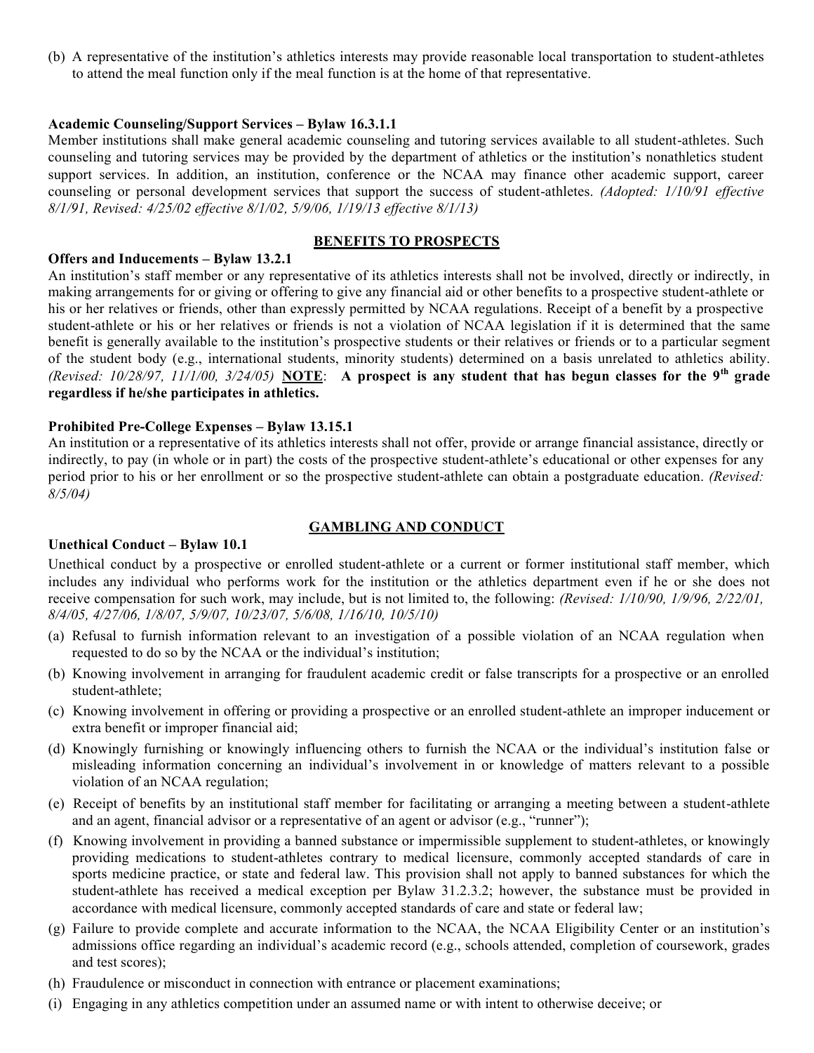(b) A representative of the institution's athletics interests may provide reasonable local transportation to student-athletes to attend the meal function only if the meal function is at the home of that representative.

**Academic Counseling/Support Services – Bylaw 16.3.1.1**

Member institutions shall make general academic counseling and tutoring services available to all student-athletes. Such counseling and tutoring services may be provided by the department of athletics or the institution's nonathletics student support services. In addition, an institution, conference or the NCAA may finance other academic support, career counseling or personal development services that support the success of student-athletes. *(Adopted: 1/10/91 effective 8/1/91, Revised: 4/25/02 effective 8/1/02, 5/9/06, 1/19/13 effective 8/1/13)*

## BENEFITS TO PROSPECTS

**Offers and Inducements – Bylaw 13.2.1**

An institution's staff member or any representative of its athletics interests shall not be involved, directly or indirectly, in making arrangements for or giving or offering to give any financial aid or other benefits to a prospective student-athlete or his or her relatives or friends, other than expressly permitted by NCAA regulations. Receipt of a benefit by a prospective student-athlete or his or her relatives or friends is not a violation of NCAA legislation if it is determined that the same benefit is generally available to the institution's prospective students or their relatives or friends or to a particular segment of the student body (e.g., international students, minority students) determined on a basis unrelated to athletics ability. *(Revised: 10/28/97, 11/1/00, 3/24/05)* **NOTE**: **A prospect is any student that has begun classes for the 9th grade regardless if he/she participates in athletics.**

**Prohibited Pre-College Expenses – Bylaw 13.15.1**

An institution or a representative of its athletics interests shall not offer, provide or arrange financial assistance, directly or indirectly, to pay (in whole or in part) the costs of the prospective student-athlete's educational or other expenses for any period prior to his or her enrollment or so the prospective student-athlete can obtain a postgraduate education. *(Revised: 8/5/04)*

## GAMBLING AND CONDUCT

**Unethical Conduct – Bylaw 10.1**

Unethical conduct by a prospective or enrolled student-athlete or a current or former institutional staff member, which includes any individual who performs work for the institution or the athletics department even if he or she does not receive compensation for such work, may include, but is not limited to, the following: *(Revised: 1/10/90, 1/9/96, 2/22/01, 8/4/05, 4/27/06, 1/8/07, 5/9/07, 10/23/07, 5/6/08, 1/16/10, 10/5/10)*

(a) Refusal to furnish information relevant to an investigation of a possible violation of an NCAA regulation when requested to do so by the NCAA or the individual's institution;

(b) Knowing involvement in arranging for fraudulent academic credit or false transcripts for a prospective or an enrolled student-athlete;

(c) Knowing involvement in offering or providing a prospective or an enrolled student-athlete an improper inducement or extra benefit or improper financial aid;

(d) Knowingly furnishing or knowingly influencing others to furnish the NCAA or the individual's institution false or misleading information concerning an individual's involvement in or knowledge of matters relevant to a possible violation of an NCAA regulation;

(e) Receipt of benefits by an institutional staff member for facilitating or arranging a meeting between a student-athlete and an agent, financial advisor or a representative of an agent or advisor (e.g., "runner");

(f) Knowing involvement in providing a banned substance or impermissible supplement to student-athletes, or knowingly providing medications to student-athletes contrary to medical licensure, commonly accepted standards of care in sports medicine practice, or state and federal law. This provision shall not apply to banned substances for which the student-athlete has received a medical exception per Bylaw 31.2.3.2; however, the substance must be provided in accordance with medical licensure, commonly accepted standards of care and state or federal law;

(g) Failure to provide complete and accurate information to the NCAA, the NCAA Eligibility Center or an institution's admissions office regarding an individual's academic record (e.g., schools attended, completion of coursework, grades and test scores);

(h) Fraudulence or misconduct in connection with entrance or placement examinations;

(i) Engaging in any athletics competition under an assumed name or with intent to otherwise deceive; or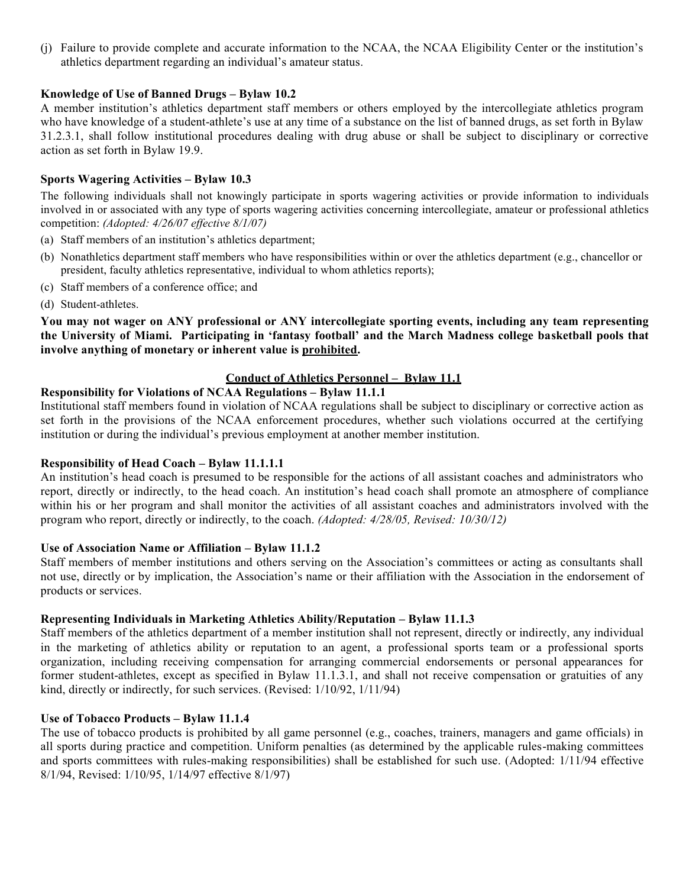(j) Failure to provide complete and accurate information to the NCAA, the NCAA Eligibility Center or the institution's athletics department regarding an individual's amateur status.

**Knowledge of Use of Banned Drugs – Bylaw 10.2**

A member institution's athletics department staff members or others employed by the intercollegiate athletics program who have knowledge of a student-athlete's use at any time of a substance on the list of banned drugs, as set forth in Bylaw 31.2.3.1, shall follow institutional procedures dealing with drug abuse or shall be subject to disciplinary or corrective action as set forth in Bylaw 19.9.

**Sports Wagering Activities – Bylaw 10.3**

The following individuals shall not knowingly participate in sports wagering activities or provide information to individuals involved in or associated with any type of sports wagering activities concerning intercollegiate, amateur or professional athletics competition: *(Adopted: 4/26/07 effective 8/1/07)*

(a) Staff members of an institution's athletics department;

(b) Nonathletics department staff members who have responsibilities within or over the athletics department (e.g., chancellor or president, faculty athletics representative, individual to whom athletics reports);

(c) Staff members of a conference office; and

(d) Student-athletes.

**You may not wager on ANY professional or ANY intercollegiate sporting events, including any team representing the University of Miami. Participating in 'fantasy football' and the March Madness college basketball pools that involve anything of monetary or inherent value is <u>prohibited</u>.**

## <u>Conduct of Athletics Personnel – Bylaw 11.1</u>

**Responsibility for Violations of NCAA Regulations – Bylaw 11.1.1**

Institutional staff members found in violation of NCAA regulations shall be subject to disciplinary or corrective action as set forth in the provisions of the NCAA enforcement procedures, whether such violations occurred at the certifying institution or during the individual's previous employment at another member institution.

**Responsibility of Head Coach – Bylaw 11.1.1.1**

An institution's head coach is presumed to be responsible for the actions of all assistant coaches and administrators who report, directly or indirectly, to the head coach. An institution's head coach shall promote an atmosphere of compliance within his or her program and shall monitor the activities of all assistant coaches and administrators involved with the program who report, directly or indirectly, to the coach. *(Adopted: 4/28/05, Revised: 10/30/12)*

**Use of Association Name or Affiliation – Bylaw 11.1.2**

Staff members of member institutions and others serving on the Association's committees or acting as consultants shall not use, directly or by implication, the Association's name or their affiliation with the Association in the endorsement of products or services.

**Representing Individuals in Marketing Athletics Ability/Reputation – Bylaw 11.1.3**

Staff members of the athletics department of a member institution shall not represent, directly or indirectly, any individual in the marketing of athletics ability or reputation to an agent, a professional sports team or a professional sports organization, including receiving compensation for arranging commercial endorsements or personal appearances for former student-athletes, except as specified in Bylaw 11.1.3.1, and shall not receive compensation or gratuities of any kind, directly or indirectly, for such services. (Revised: 1/10/92, 1/11/94)

**Use of Tobacco Products – Bylaw 11.1.4**

The use of tobacco products is prohibited by all game personnel (e.g., coaches, trainers, managers and game officials) in all sports during practice and competition. Uniform penalties (as determined by the applicable rules-making committees and sports committees with rules-making responsibilities) shall be established for such use. (Adopted: 1/11/94 effective 8/1/94, Revised: 1/10/95, 1/14/97 effective 8/1/97)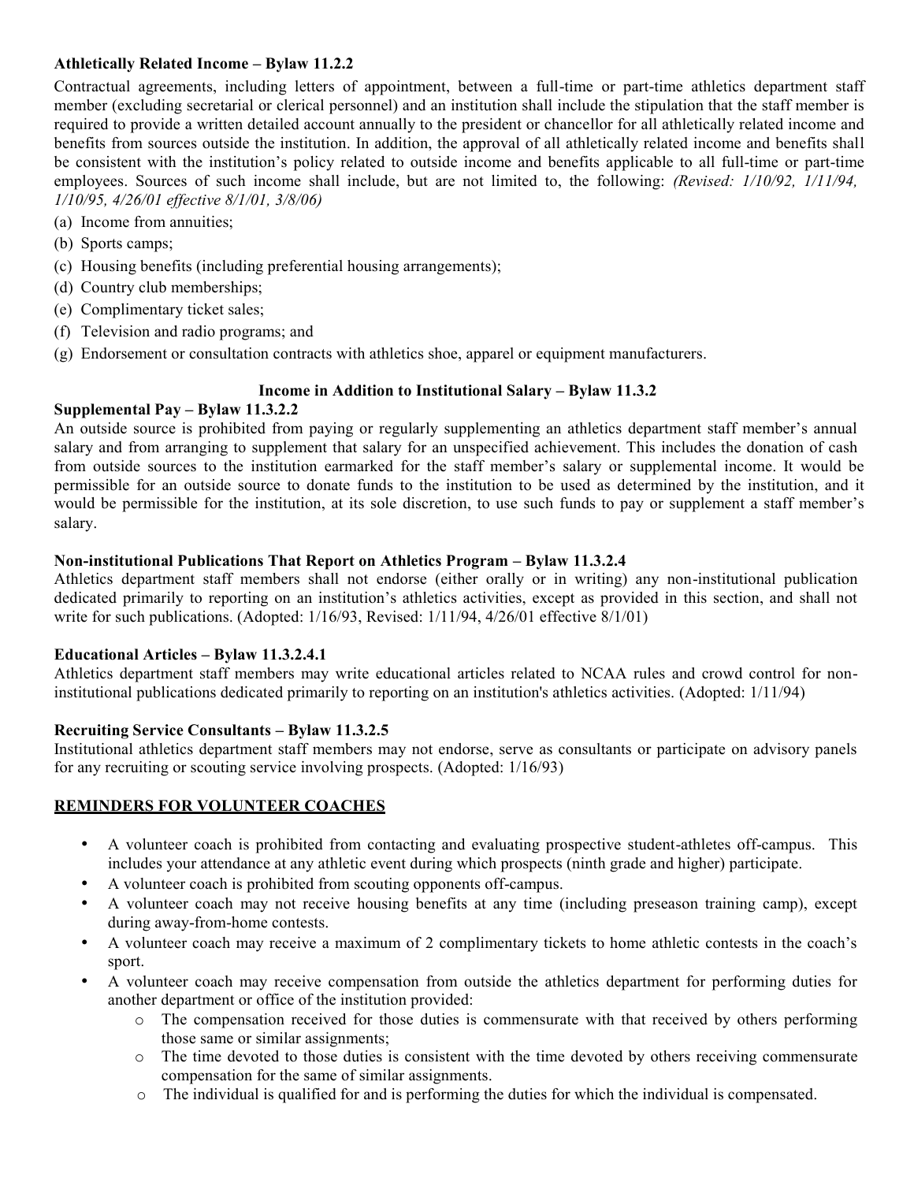**Athletically Related Income – Bylaw 11.2.2**

Contractual agreements, including letters of appointment, between a full-time or part-time athletics department staff member (excluding secretarial or clerical personnel) and an institution shall include the stipulation that the staff member is required to provide a written detailed account annually to the president or chancellor for all athletically related income and benefits from sources outside the institution. In addition, the approval of all athletically related income and benefits shall be consistent with the institution's policy related to outside income and benefits applicable to all full-time or part-time employees. Sources of such income shall include, but are not limited to, the following: *(Revised: 1/10/92, 1/11/94, 1/10/95, 4/26/01 effective 8/1/01, 3/8/06)*

(a) Income from annuities;
(b) Sports camps;
(c) Housing benefits (including preferential housing arrangements);
(d) Country club memberships;
(e) Complimentary ticket sales;
(f) Television and radio programs; and
(g) Endorsement or consultation contracts with athletics shoe, apparel or equipment manufacturers.

**Income in Addition to Institutional Salary – Bylaw 11.3.2**

**Supplemental Pay – Bylaw 11.3.2.2**

An outside source is prohibited from paying or regularly supplementing an athletics department staff member's annual salary and from arranging to supplement that salary for an unspecified achievement. This includes the donation of cash from outside sources to the institution earmarked for the staff member's salary or supplemental income. It would be permissible for an outside source to donate funds to the institution to be used as determined by the institution, and it would be permissible for the institution, at its sole discretion, to use such funds to pay or supplement a staff member's salary.

**Non-institutional Publications That Report on Athletics Program – Bylaw 11.3.2.4**

Athletics department staff members shall not endorse (either orally or in writing) any non-institutional publication dedicated primarily to reporting on an institution's athletics activities, except as provided in this section, and shall not write for such publications. (Adopted: 1/16/93, Revised: 1/11/94, 4/26/01 effective 8/1/01)

**Educational Articles – Bylaw 11.3.2.4.1**

Athletics department staff members may write educational articles related to NCAA rules and crowd control for non-institutional publications dedicated primarily to reporting on an institution's athletics activities. (Adopted: 1/11/94)

**Recruiting Service Consultants – Bylaw 11.3.2.5**

Institutional athletics department staff members may not endorse, serve as consultants or participate on advisory panels for any recruiting or scouting service involving prospects. (Adopted: 1/16/93)

**REMINDERS FOR VOLUNTEER COACHES**

- A volunteer coach is prohibited from contacting and evaluating prospective student-athletes off-campus. This includes your attendance at any athletic event during which prospects (ninth grade and higher) participate.
- A volunteer coach is prohibited from scouting opponents off-campus.
- A volunteer coach may not receive housing benefits at any time (including preseason training camp), except during away-from-home contests.
- A volunteer coach may receive a maximum of 2 complimentary tickets to home athletic contests in the coach's sport.
- A volunteer coach may receive compensation from outside the athletics department for performing duties for another department or office of the institution provided:
    - The compensation received for those duties is commensurate with that received by others performing those same or similar assignments;
    - The time devoted to those duties is consistent with the time devoted by others receiving commensurate compensation for the same of similar assignments.
    - The individual is qualified for and is performing the duties for which the individual is compensated.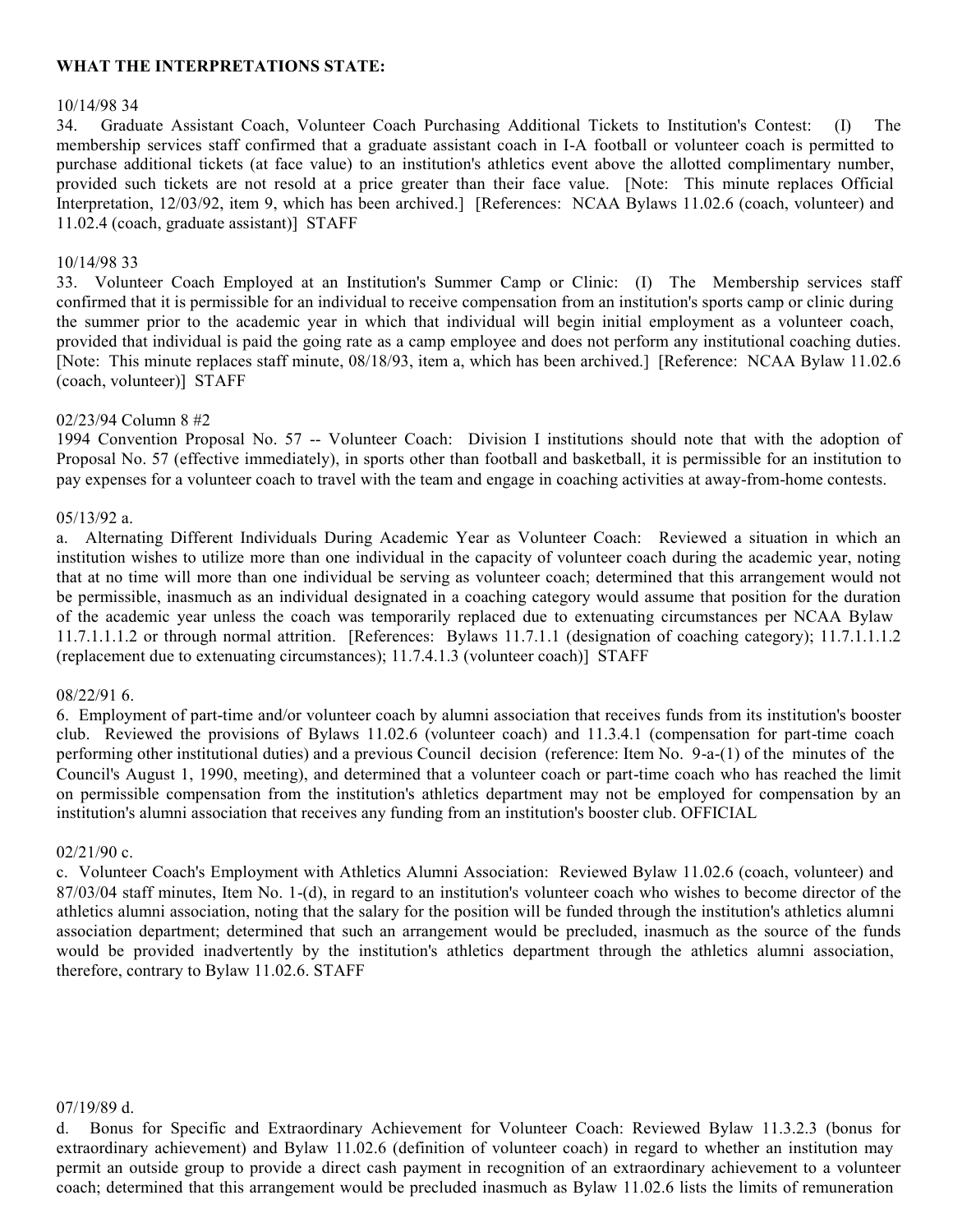**WHAT THE INTERPRETATIONS STATE:**

10/14/98 34

34. Graduate Assistant Coach, Volunteer Coach Purchasing Additional Tickets to Institution's Contest: (I) The membership services staff confirmed that a graduate assistant coach in I-A football or volunteer coach is permitted to purchase additional tickets (at face value) to an institution's athletics event above the allotted complimentary number, provided such tickets are not resold at a price greater than their face value. [Note: This minute replaces Official Interpretation, 12/03/92, item 9, which has been archived.] [References: NCAA Bylaws 11.02.6 (coach, volunteer) and 11.02.4 (coach, graduate assistant)] STAFF

10/14/98 33

33. Volunteer Coach Employed at an Institution's Summer Camp or Clinic: (I) The Membership services staff confirmed that it is permissible for an individual to receive compensation from an institution's sports camp or clinic during the summer prior to the academic year in which that individual will begin initial employment as a volunteer coach, provided that individual is paid the going rate as a camp employee and does not perform any institutional coaching duties. [Note: This minute replaces staff minute, 08/18/93, item a, which has been archived.] [Reference: NCAA Bylaw 11.02.6 (coach, volunteer)] STAFF

02/23/94 Column 8 #2

1994 Convention Proposal No. 57 -- Volunteer Coach: Division I institutions should note that with the adoption of Proposal No. 57 (effective immediately), in sports other than football and basketball, it is permissible for an institution to pay expenses for a volunteer coach to travel with the team and engage in coaching activities at away-from-home contests.

05/13/92 a.

a. Alternating Different Individuals During Academic Year as Volunteer Coach: Reviewed a situation in which an institution wishes to utilize more than one individual in the capacity of volunteer coach during the academic year, noting that at no time will more than one individual be serving as volunteer coach; determined that this arrangement would not be permissible, inasmuch as an individual designated in a coaching category would assume that position for the duration of the academic year unless the coach was temporarily replaced due to extenuating circumstances per NCAA Bylaw 11.7.1.1.1.2 or through normal attrition. [References: Bylaws 11.7.1.1 (designation of coaching category); 11.7.1.1.1.2 (replacement due to extenuating circumstances); 11.7.4.1.3 (volunteer coach)] STAFF

08/22/91 6.

6. Employment of part-time and/or volunteer coach by alumni association that receives funds from its institution's booster club. Reviewed the provisions of Bylaws 11.02.6 (volunteer coach) and 11.3.4.1 (compensation for part-time coach performing other institutional duties) and a previous Council decision (reference: Item No. 9-a-(1) of the minutes of the Council's August 1, 1990, meeting), and determined that a volunteer coach or part-time coach who has reached the limit on permissible compensation from the institution's athletics department may not be employed for compensation by an institution's alumni association that receives any funding from an institution's booster club. OFFICIAL

02/21/90 c.

c. Volunteer Coach's Employment with Athletics Alumni Association: Reviewed Bylaw 11.02.6 (coach, volunteer) and 87/03/04 staff minutes, Item No. 1-(d), in regard to an institution's volunteer coach who wishes to become director of the athletics alumni association, noting that the salary for the position will be funded through the institution's athletics alumni association department; determined that such an arrangement would be precluded, inasmuch as the source of the funds would be provided inadvertently by the institution's athletics department through the athletics alumni association, therefore, contrary to Bylaw 11.02.6. STAFF

07/19/89 d.

d. Bonus for Specific and Extraordinary Achievement for Volunteer Coach: Reviewed Bylaw 11.3.2.3 (bonus for extraordinary achievement) and Bylaw 11.02.6 (definition of volunteer coach) in regard to whether an institution may permit an outside group to provide a direct cash payment in recognition of an extraordinary achievement to a volunteer coach; determined that this arrangement would be precluded inasmuch as Bylaw 11.02.6 lists the limits of remuneration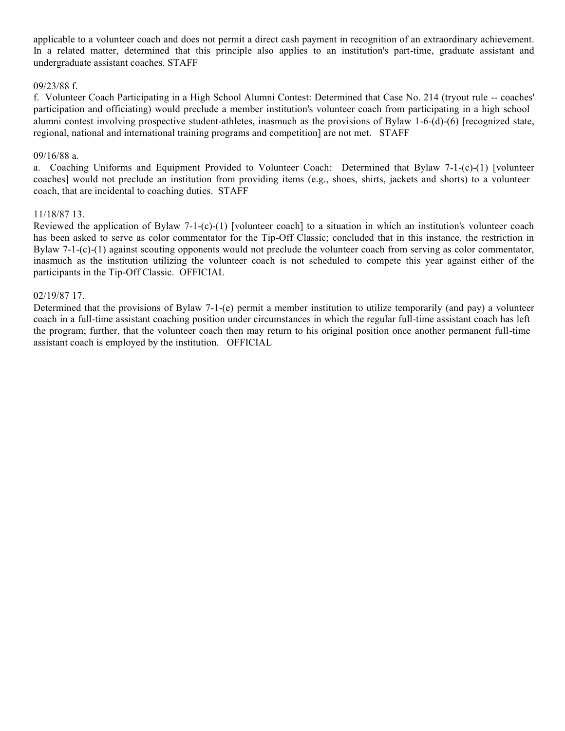applicable to a volunteer coach and does not permit a direct cash payment in recognition of an extraordinary achievement. In a related matter, determined that this principle also applies to an institution's part-time, graduate assistant and undergraduate assistant coaches. STAFF

09/23/88 f.

f. Volunteer Coach Participating in a High School Alumni Contest: Determined that Case No. 214 (tryout rule -- coaches' participation and officiating) would preclude a member institution's volunteer coach from participating in a high school alumni contest involving prospective student-athletes, inasmuch as the provisions of Bylaw 1-6-(d)-(6) [recognized state, regional, national and international training programs and competition] are not met. STAFF

09/16/88 a.

a. Coaching Uniforms and Equipment Provided to Volunteer Coach: Determined that Bylaw 7-1-(c)-(1) [volunteer coaches] would not preclude an institution from providing items (e.g., shoes, shirts, jackets and shorts) to a volunteer coach, that are incidental to coaching duties. STAFF

11/18/87 13.

Reviewed the application of Bylaw 7-1-(c)-(1) [volunteer coach] to a situation in which an institution's volunteer coach has been asked to serve as color commentator for the Tip-Off Classic; concluded that in this instance, the restriction in Bylaw 7-1-(c)-(1) against scouting opponents would not preclude the volunteer coach from serving as color commentator, inasmuch as the institution utilizing the volunteer coach is not scheduled to compete this year against either of the participants in the Tip-Off Classic. OFFICIAL

02/19/87 17.

Determined that the provisions of Bylaw 7-1-(e) permit a member institution to utilize temporarily (and pay) a volunteer coach in a full-time assistant coaching position under circumstances in which the regular full-time assistant coach has left the program; further, that the volunteer coach then may return to his original position once another permanent full-time assistant coach is employed by the institution. OFFICIAL